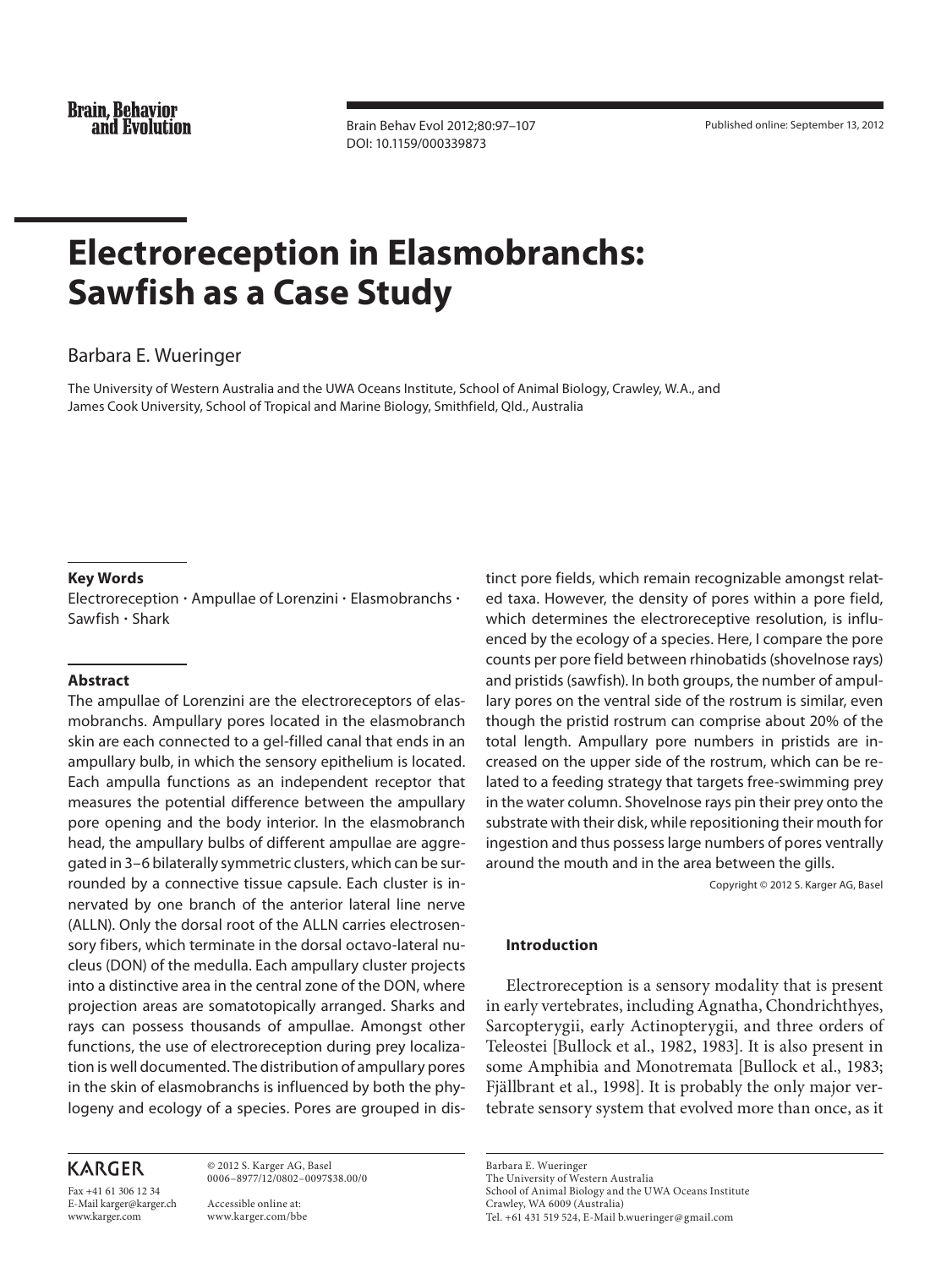# Electroreception in Elasmobranchs: Sawfish as a Case Study

Barbara E. Wueringer

The University of Western Australia and the UWA Oceans Institute, School of Animal Biology, Crawley, W.A., and James Cook University, School of Tropical and Marine Biology, Smithfield, Qld., Australia

**Key Words**

Electroreception · Ampullae of Lorenzini · Elasmobranchs · Sawfish · Shark

**Abstract**

The ampullae of Lorenzini are the electroreceptors of elasmobranchs. Ampullary pores located in the elasmobranch skin are each connected to a gel-filled canal that ends in an ampullary bulb, in which the sensory epithelium is located. Each ampulla functions as an independent receptor that measures the potential difference between the ampullary pore opening and the body interior. In the elasmobranch head, the ampullary bulbs of different ampullae are aggregated in 3–6 bilaterally symmetric clusters, which can be surrounded by a connective tissue capsule. Each cluster is innervated by one branch of the anterior lateral line nerve (ALLN). Only the dorsal root of the ALLN carries electrosensory fibers, which terminate in the dorsal octavo-lateral nucleus (DON) of the medulla. Each ampullary cluster projects into a distinctive area in the central zone of the DON, where projection areas are somatotopically arranged. Sharks and rays can possess thousands of ampullae. Amongst other functions, the use of electroreception during prey localization is well documented. The distribution of ampullary pores in the skin of elasmobranchs is influenced by both the phylogeny and ecology of a species. Pores are grouped in distinct pore fields, which remain recognizable amongst related taxa. However, the density of pores within a pore field, which determines the electroreceptive resolution, is influenced by the ecology of a species. Here, I compare the pore counts per pore field between rhinobatids (shovelnose rays) and pristids (sawfish). In both groups, the number of ampullary pores on the ventral side of the rostrum is similar, even though the pristid rostrum can comprise about 20% of the total length. Ampullary pore numbers in pristids are increased on the upper side of the rostrum, which can be related to a feeding strategy that targets free-swimming prey in the water column. Shovelnose rays pin their prey onto the substrate with their disk, while repositioning their mouth for ingestion and thus possess large numbers of pores ventrally around the mouth and in the area between the gills.

Copyright © 2012 S. Karger AG, Basel

## Introduction

Electroreception is a sensory modality that is present in early vertebrates, including Agnatha, Chondrichthyes, Sarcopterygii, early Actinopterygii, and three orders of Teleostei [Bullock et al., 1982, 1983]. It is also present in some Amphibia and Monotremata [Bullock et al., 1983; Fjällbrant et al., 1998]. It is probably the only major vertebrate sensory system that evolved more than once, as it

KARGER

Fax +41 61 306 12 34
E-Mail karger@karger.ch
www.karger.com

© 2012 S. Karger AG, Basel
0006–8977/12/0802–0097$38.00/0

Accessible online at:
www.karger.com/bbe

Barbara E. Wueringer
The University of Western Australia
School of Animal Biology and the UWA Oceans Institute
Crawley, WA 6009 (Australia)
Tel. +61 431 519 524, E-Mail b.wueringer@gmail.com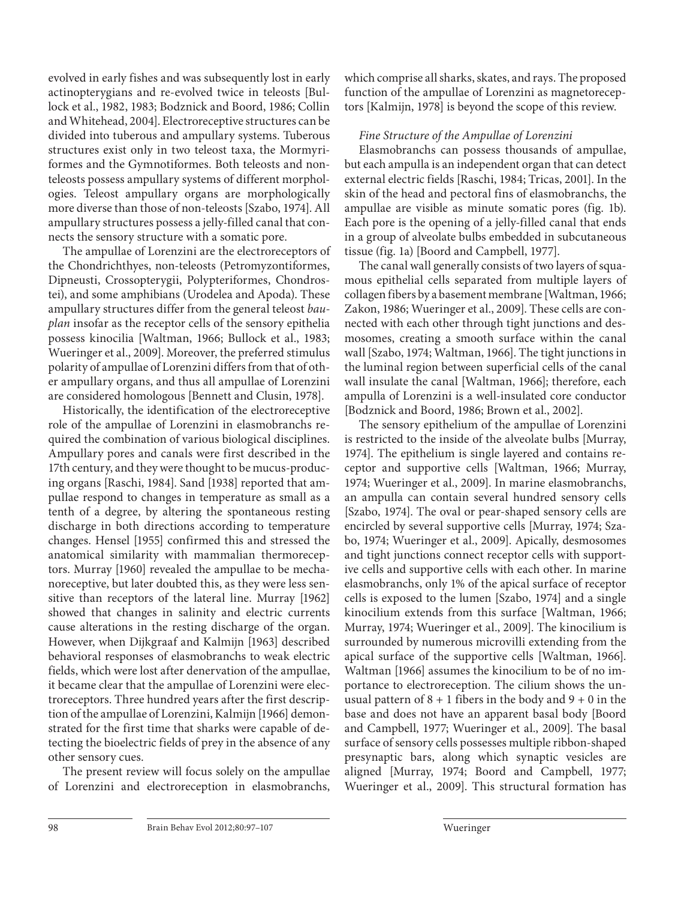evolved in early fishes and was subsequently lost in early actinopterygians and re-evolved twice in teleosts [Bullock et al., 1982, 1983; Bodznick and Boord, 1986; Collin and Whitehead, 2004]. Electroreceptive structures can be divided into tuberous and ampullary systems. Tuberous structures exist only in two teleost taxa, the Mormyriformes and the Gymnotiformes. Both teleosts and non-teleosts possess ampullary systems of different morphologies. Teleost ampullary organs are morphologically more diverse than those of non-teleosts [Szabo, 1974]. All ampullary structures possess a jelly-filled canal that connects the sensory structure with a somatic pore.

The ampullae of Lorenzini are the electroreceptors of the Chondrichthyes, non-teleosts (Petromyzontiformes, Dipneusti, Crossopterygii, Polypteriformes, Chondrostei), and some amphibians (Urodelea and Apoda). These ampullary structures differ from the general teleost *bauplan* insofar as the receptor cells of the sensory epithelia possess kinocilia [Waltman, 1966; Bullock et al., 1983; Wueringer et al., 2009]. Moreover, the preferred stimulus polarity of ampullae of Lorenzini differs from that of other ampullary organs, and thus all ampullae of Lorenzini are considered homologous [Bennett and Clusin, 1978].

Historically, the identification of the electroreceptive role of the ampullae of Lorenzini in elasmobranchs required the combination of various biological disciplines. Ampullary pores and canals were first described in the 17th century, and they were thought to be mucus-producing organs [Raschi, 1984]. Sand [1938] reported that ampullae respond to changes in temperature as small as a tenth of a degree, by altering the spontaneous resting discharge in both directions according to temperature changes. Hensel [1955] confirmed this and stressed the anatomical similarity with mammalian thermoreceptors. Murray [1960] revealed the ampullae to be mechanoreceptive, but later doubted this, as they were less sensitive than receptors of the lateral line. Murray [1962] showed that changes in salinity and electric currents cause alterations in the resting discharge of the organ. However, when Dijkgraaf and Kalmijn [1963] described behavioral responses of elasmobranchs to weak electric fields, which were lost after denervation of the ampullae, it became clear that the ampullae of Lorenzini were electroreceptors. Three hundred years after the first description of the ampullae of Lorenzini, Kalmijn [1966] demonstrated for the first time that sharks were capable of detecting the bioelectric fields of prey in the absence of any other sensory cues.

The present review will focus solely on the ampullae of Lorenzini and electroreception in elasmobranchs, which comprise all sharks, skates, and rays. The proposed function of the ampullae of Lorenzini as magnetoreceptors [Kalmijn, 1978] is beyond the scope of this review.

### *Fine Structure of the Ampullae of Lorenzini*

Elasmobranchs can possess thousands of ampullae, but each ampulla is an independent organ that can detect external electric fields [Raschi, 1984; Tricas, 2001]. In the skin of the head and pectoral fins of elasmobranchs, the ampullae are visible as minute somatic pores (fig. 1b). Each pore is the opening of a jelly-filled canal that ends in a group of alveolate bulbs embedded in subcutaneous tissue (fig. 1a) [Boord and Campbell, 1977].

The canal wall generally consists of two layers of squamous epithelial cells separated from multiple layers of collagen fibers by a basement membrane [Waltman, 1966; Zakon, 1986; Wueringer et al., 2009]. These cells are connected with each other through tight junctions and desmosomes, creating a smooth surface within the canal wall [Szabo, 1974; Waltman, 1966]. The tight junctions in the luminal region between superficial cells of the canal wall insulate the canal [Waltman, 1966]; therefore, each ampulla of Lorenzini is a well-insulated core conductor [Bodznick and Boord, 1986; Brown et al., 2002].

The sensory epithelium of the ampullae of Lorenzini is restricted to the inside of the alveolate bulbs [Murray, 1974]. The epithelium is single layered and contains receptor and supportive cells [Waltman, 1966; Murray, 1974; Wueringer et al., 2009]. In marine elasmobranchs, an ampulla can contain several hundred sensory cells [Szabo, 1974]. The oval or pear-shaped sensory cells are encircled by several supportive cells [Murray, 1974; Szabo, 1974; Wueringer et al., 2009]. Apically, desmosomes and tight junctions connect receptor cells with supportive cells and supportive cells with each other. In marine elasmobranchs, only 1% of the apical surface of receptor cells is exposed to the lumen [Szabo, 1974] and a single kinocilium extends from this surface [Waltman, 1966; Murray, 1974; Wueringer et al., 2009]. The kinocilium is surrounded by numerous microvilli extending from the apical surface of the supportive cells [Waltman, 1966]. Waltman [1966] assumes the kinocilium to be of no importance to electroreception. The cilium shows the unusual pattern of 8 + 1 fibers in the body and 9 + 0 in the base and does not have an apparent basal body [Boord and Campbell, 1977; Wueringer et al., 2009]. The basal surface of sensory cells possesses multiple ribbon-shaped presynaptic bars, along which synaptic vesicles are aligned [Murray, 1974; Boord and Campbell, 1977; Wueringer et al., 2009]. This structural formation has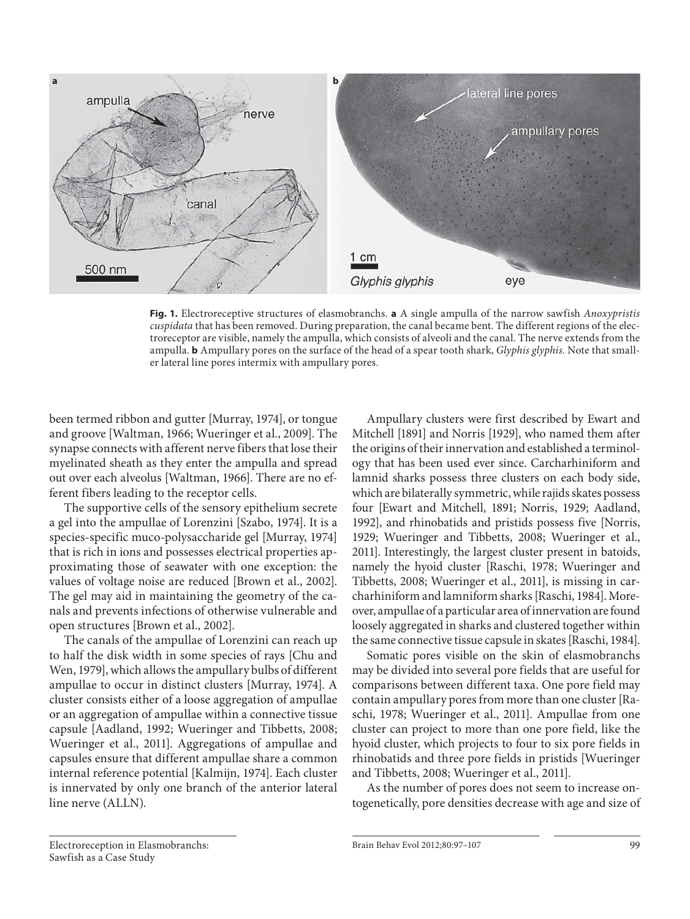**Fig. 1.** Electroreceptive structures of elasmobranchs. **a** A single ampulla of the narrow sawfish *Anoxypristis cuspidata* that has been removed. During preparation, the canal became bent. The different regions of the electroreceptor are visible, namely the ampulla, which consists of alveoli and the canal. The nerve extends from the ampulla. **b** Ampullary pores on the surface of the head of a spear tooth shark, *Glyphis glyphis*. Note that smaller lateral line pores intermix with ampullary pores.

been termed ribbon and gutter [Murray, 1974], or tongue and groove [Waltman, 1966; Wueringer et al., 2009]. The synapse connects with afferent nerve fibers that lose their myelinated sheath as they enter the ampulla and spread out over each alveolus [Waltman, 1966]. There are no efferent fibers leading to the receptor cells.

The supportive cells of the sensory epithelium secrete a gel into the ampullae of Lorenzini [Szabo, 1974]. It is a species-specific muco-polysaccharide gel [Murray, 1974] that is rich in ions and possesses electrical properties approximating those of seawater with one exception: the values of voltage noise are reduced [Brown et al., 2002]. The gel may aid in maintaining the geometry of the canals and prevents infections of otherwise vulnerable and open structures [Brown et al., 2002].

The canals of the ampullae of Lorenzini can reach up to half the disk width in some species of rays [Chu and Wen, 1979], which allows the ampullary bulbs of different ampullae to occur in distinct clusters [Murray, 1974]. A cluster consists either of a loose aggregation of ampullae or an aggregation of ampullae within a connective tissue capsule [Aadland, 1992; Wueringer and Tibbetts, 2008; Wueringer et al., 2011]. Aggregations of ampullae and capsules ensure that different ampullae share a common internal reference potential [Kalmijn, 1974]. Each cluster is innervated by only one branch of the anterior lateral line nerve (ALLN).

Ampullary clusters were first described by Ewart and Mitchell [1891] and Norris [1929], who named them after the origins of their innervation and established a terminology that has been used ever since. Carcharhiniform and lamnid sharks possess three clusters on each body side, which are bilaterally symmetric, while rajids skates possess four [Ewart and Mitchell, 1891; Norris, 1929; Aadland, 1992], and rhinobatids and pristids possess five [Norris, 1929; Wueringer and Tibbetts, 2008; Wueringer et al., 2011]. Interestingly, the largest cluster present in batoids, namely the hyoid cluster [Raschi, 1978; Wueringer and Tibbetts, 2008; Wueringer et al., 2011], is missing in carcharhiniform and lamniform sharks [Raschi, 1984]. Moreover, ampullae of a particular area of innervation are found loosely aggregated in sharks and clustered together within the same connective tissue capsule in skates [Raschi, 1984].

Somatic pores visible on the skin of elasmobranchs may be divided into several pore fields that are useful for comparisons between different taxa. One pore field may contain ampullary pores from more than one cluster [Raschi, 1978; Wueringer et al., 2011]. Ampullae from one cluster can project to more than one pore field, like the hyoid cluster, which projects to four to six pore fields in rhinobatids and three pore fields in pristids [Wueringer and Tibbetts, 2008; Wueringer et al., 2011].

As the number of pores does not seem to increase ontogenetically, pore densities decrease with age and size of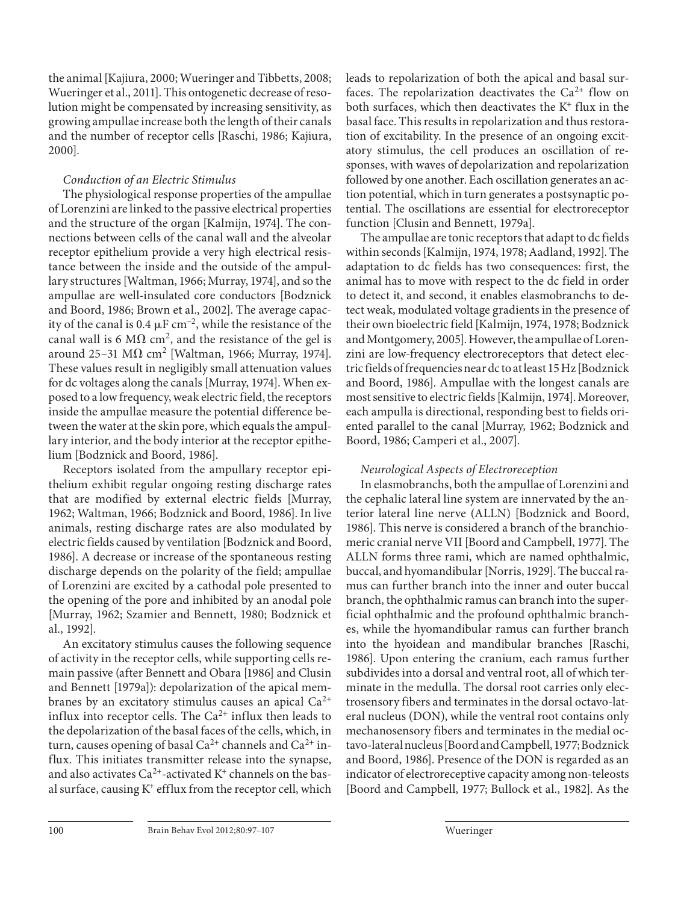the animal [Kajiura, 2000; Wueringer and Tibbetts, 2008; Wueringer et al., 2011]. This ontogenetic decrease of resolution might be compensated by increasing sensitivity, as growing ampullae increase both the length of their canals and the number of receptor cells [Raschi, 1986; Kajiura, 2000].

### *Conduction of an Electric Stimulus*

The physiological response properties of the ampullae of Lorenzini are linked to the passive electrical properties and the structure of the organ [Kalmijn, 1974]. The connections between cells of the canal wall and the alveolar receptor epithelium provide a very high electrical resistance between the inside and the outside of the ampullary structures [Waltman, 1966; Murray, 1974], and so the ampullae are well-insulated core conductors [Bodznick and Boord, 1986; Brown et al., 2002]. The average capacity of the canal is 0.4 $\mu$F cm$^{-2}$, while the resistance of the canal wall is 6 M$\Omega$ cm$^2$, and the resistance of the gel is around 25–31 M$\Omega$ cm$^2$ [Waltman, 1966; Murray, 1974]. These values result in negligibly small attenuation values for dc voltages along the canals [Murray, 1974]. When exposed to a low frequency, weak electric field, the receptors inside the ampullae measure the potential difference between the water at the skin pore, which equals the ampullary interior, and the body interior at the receptor epithelium [Bodznick and Boord, 1986].

Receptors isolated from the ampullary receptor epithelium exhibit regular ongoing resting discharge rates that are modified by external electric fields [Murray, 1962; Waltman, 1966; Bodznick and Boord, 1986]. In live animals, resting discharge rates are also modulated by electric fields caused by ventilation [Bodznick and Boord, 1986]. A decrease or increase of the spontaneous resting discharge depends on the polarity of the field; ampullae of Lorenzini are excited by a cathodal pole presented to the opening of the pore and inhibited by an anodal pole [Murray, 1962; Szamier and Bennett, 1980; Bodznick et al., 1992].

An excitatory stimulus causes the following sequence of activity in the receptor cells, while supporting cells remain passive (after Bennett and Obara [1986] and Clusin and Bennett [1979a]): depolarization of the apical membranes by an excitatory stimulus causes an apical $Ca^{2+}$ influx into receptor cells. The $Ca^{2+}$ influx then leads to the depolarization of the basal faces of the cells, which, in turn, causes opening of basal $Ca^{2+}$ channels and $Ca^{2+}$ influx. This initiates transmitter release into the synapse, and also activates $Ca^{2+}$-activated $K^+$ channels on the basal surface, causing $K^+$ efflux from the receptor cell, which leads to repolarization of both the apical and basal surfaces. The repolarization deactivates the $Ca^{2+}$ flow on both surfaces, which then deactivates the $K^+$ flux in the basal face. This results in repolarization and thus restoration of excitability. In the presence of an ongoing excitatory stimulus, the cell produces an oscillation of responses, with waves of depolarization and repolarization followed by one another. Each oscillation generates an action potential, which in turn generates a postsynaptic potential. The oscillations are essential for electroreceptor function [Clusin and Bennett, 1979a].

The ampullae are tonic receptors that adapt to dc fields within seconds [Kalmijn, 1974, 1978; Aadland, 1992]. The adaptation to dc fields has two consequences: first, the animal has to move with respect to the dc field in order to detect it, and second, it enables elasmobranchs to detect weak, modulated voltage gradients in the presence of their own bioelectric field [Kalmijn, 1974, 1978; Bodznick and Montgomery, 2005]. However, the ampullae of Lorenzini are low-frequency electroreceptors that detect electric fields of frequencies near dc to at least 15 Hz [Bodznick and Boord, 1986]. Ampullae with the longest canals are most sensitive to electric fields [Kalmijn, 1974]. Moreover, each ampulla is directional, responding best to fields oriented parallel to the canal [Murray, 1962; Bodznick and Boord, 1986; Camperi et al., 2007].

### *Neurological Aspects of Electroreception*

In elasmobranchs, both the ampullae of Lorenzini and the cephalic lateral line system are innervated by the anterior lateral line nerve (ALLN) [Bodznick and Boord, 1986]. This nerve is considered a branch of the branchiomeric cranial nerve VII [Boord and Campbell, 1977]. The ALLN forms three rami, which are named ophthalmic, buccal, and hyomandibular [Norris, 1929]. The buccal ramus can further branch into the inner and outer buccal branch, the ophthalmic ramus can branch into the superficial ophthalmic and the profound ophthalmic branches, while the hyomandibular ramus can further branch into the hyoidean and mandibular branches [Raschi, 1986]. Upon entering the cranium, each ramus further subdivides into a dorsal and ventral root, all of which terminate in the medulla. The dorsal root carries only electrosensory fibers and terminates in the dorsal octavo-lateral nucleus (DON), while the ventral root contains only mechanosensory fibers and terminates in the medial octavo-lateral nucleus [Boord and Campbell, 1977; Bodznick and Boord, 1986]. Presence of the DON is regarded as an indicator of electroreceptive capacity among non-teleosts [Boord and Campbell, 1977; Bullock et al., 1982]. As the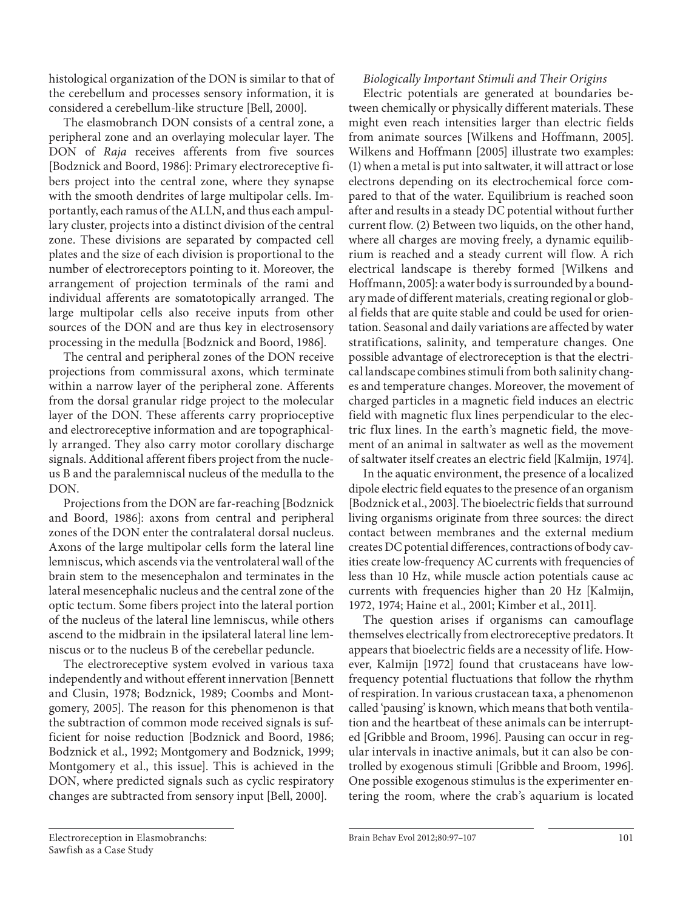histological organization of the DON is similar to that of the cerebellum and processes sensory information, it is considered a cerebellum-like structure [Bell, 2000].

The elasmobranch DON consists of a central zone, a peripheral zone and an overlaying molecular layer. The DON of *Raja* receives afferents from five sources [Bodznick and Boord, 1986]: Primary electroreceptive fibers project into the central zone, where they synapse with the smooth dendrites of large multipolar cells. Importantly, each ramus of the ALLN, and thus each ampullary cluster, projects into a distinct division of the central zone. These divisions are separated by compacted cell plates and the size of each division is proportional to the number of electroreceptors pointing to it. Moreover, the arrangement of projection terminals of the rami and individual afferents are somatotopically arranged. The large multipolar cells also receive inputs from other sources of the DON and are thus key in electrosensory processing in the medulla [Bodznick and Boord, 1986].

The central and peripheral zones of the DON receive projections from commissural axons, which terminate within a narrow layer of the peripheral zone. Afferents from the dorsal granular ridge project to the molecular layer of the DON. These afferents carry proprioceptive and electroreceptive information and are topographically arranged. They also carry motor corollary discharge signals. Additional afferent fibers project from the nucleus B and the paralemniscal nucleus of the medulla to the DON.

Projections from the DON are far-reaching [Bodznick and Boord, 1986]: axons from central and peripheral zones of the DON enter the contralateral dorsal nucleus. Axons of the large multipolar cells form the lateral line lemniscus, which ascends via the ventrolateral wall of the brain stem to the mesencephalon and terminates in the lateral mesencephalic nucleus and the central zone of the optic tectum. Some fibers project into the lateral portion of the nucleus of the lateral line lemniscus, while others ascend to the midbrain in the ipsilateral lateral line lemniscus or to the nucleus B of the cerebellar peduncle.

The electroreceptive system evolved in various taxa independently and without efferent innervation [Bennett and Clusin, 1978; Bodznick, 1989; Coombs and Montgomery, 2005]. The reason for this phenomenon is that the subtraction of common mode received signals is sufficient for noise reduction [Bodznick and Boord, 1986; Bodznick et al., 1992; Montgomery and Bodznick, 1999; Montgomery et al., this issue]. This is achieved in the DON, where predicted signals such as cyclic respiratory changes are subtracted from sensory input [Bell, 2000].

*Biologically Important Stimuli and Their Origins*

Electric potentials are generated at boundaries between chemically or physically different materials. These might even reach intensities larger than electric fields from animate sources [Wilkens and Hoffmann, 2005]. Wilkens and Hoffmann [2005] illustrate two examples: (1) when a metal is put into saltwater, it will attract or lose electrons depending on its electrochemical force compared to that of the water. Equilibrium is reached soon after and results in a steady DC potential without further current flow. (2) Between two liquids, on the other hand, where all charges are moving freely, a dynamic equilibrium is reached and a steady current will flow. A rich electrical landscape is thereby formed [Wilkens and Hoffmann, 2005]: a water body is surrounded by a boundary made of different materials, creating regional or global fields that are quite stable and could be used for orientation. Seasonal and daily variations are affected by water stratifications, salinity, and temperature changes. One possible advantage of electroreception is that the electrical landscape combines stimuli from both salinity changes and temperature changes. Moreover, the movement of charged particles in a magnetic field induces an electric field with magnetic flux lines perpendicular to the electric flux lines. In the earth's magnetic field, the movement of an animal in saltwater as well as the movement of saltwater itself creates an electric field [Kalmijn, 1974].

In the aquatic environment, the presence of a localized dipole electric field equates to the presence of an organism [Bodznick et al., 2003]. The bioelectric fields that surround living organisms originate from three sources: the direct contact between membranes and the external medium creates DC potential differences, contractions of body cavities create low-frequency AC currents with frequencies of less than 10 Hz, while muscle action potentials cause ac currents with frequencies higher than 20 Hz [Kalmijn, 1972, 1974; Haine et al., 2001; Kimber et al., 2011].

The question arises if organisms can camouflage themselves electrically from electroreceptive predators. It appears that bioelectric fields are a necessity of life. However, Kalmijn [1972] found that crustaceans have low-frequency potential fluctuations that follow the rhythm of respiration. In various crustacean taxa, a phenomenon called 'pausing' is known, which means that both ventilation and the heartbeat of these animals can be interrupted [Gribble and Broom, 1996]. Pausing can occur in regular intervals in inactive animals, but it can also be controlled by exogenous stimuli [Gribble and Broom, 1996]. One possible exogenous stimulus is the experimenter entering the room, where the crab's aquarium is located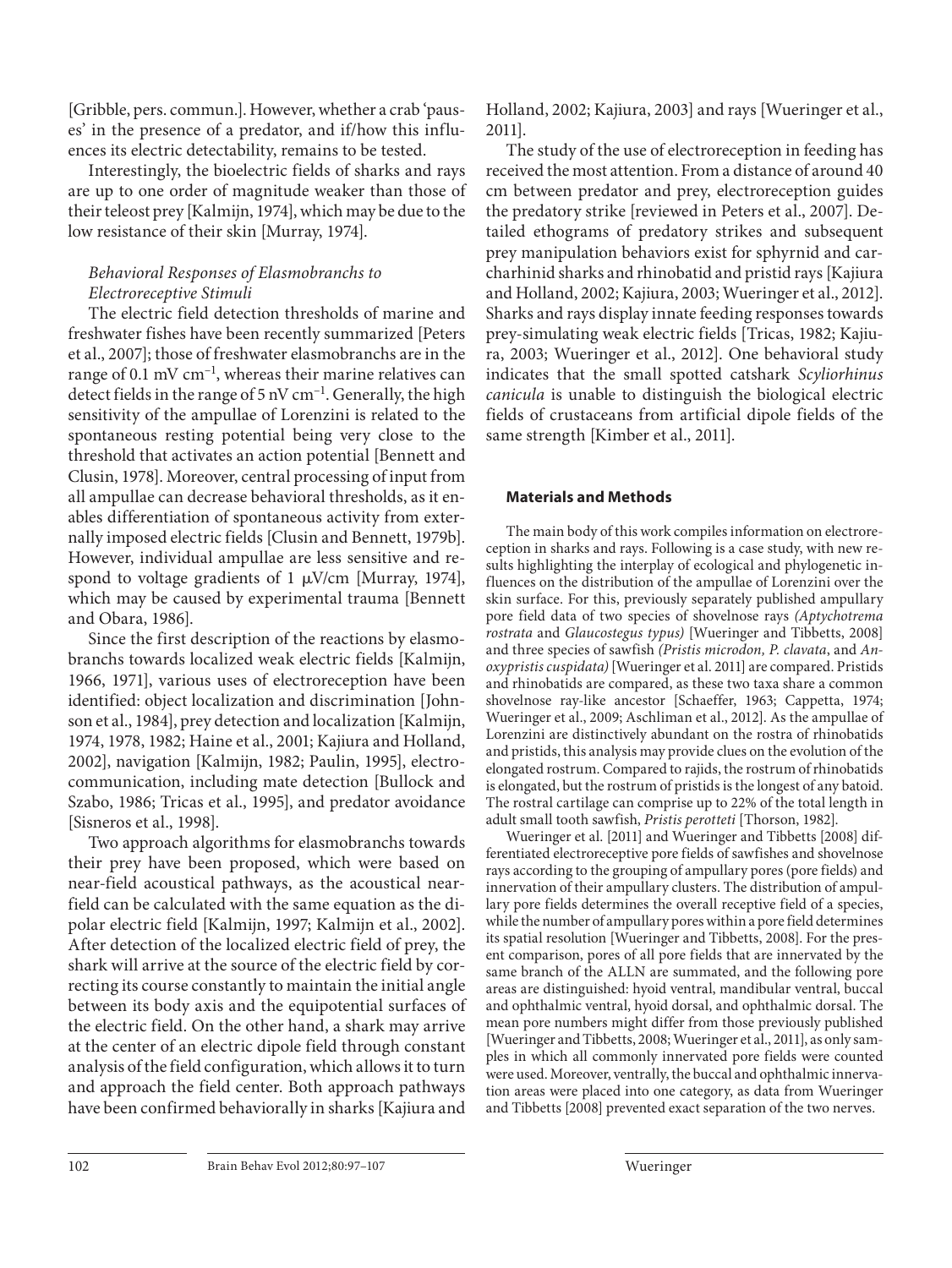[Gribble, pers. commun.]. However, whether a crab 'pauses' in the presence of a predator, and if/how this influences its electric detectability, remains to be tested.

Interestingly, the bioelectric fields of sharks and rays are up to one order of magnitude weaker than those of their teleost prey [Kalmijn, 1974], which may be due to the low resistance of their skin [Murray, 1974].

### *Behavioral Responses of Elasmobranchs to Electroreceptive Stimuli*

The electric field detection thresholds of marine and freshwater fishes have been recently summarized [Peters et al., 2007]; those of freshwater elasmobranchs are in the range of 0.1 mV $cm^{-1}$, whereas their marine relatives can detect fields in the range of 5 nV $cm^{-1}$. Generally, the high sensitivity of the ampullae of Lorenzini is related to the spontaneous resting potential being very close to the threshold that activates an action potential [Bennett and Clusin, 1978]. Moreover, central processing of input from all ampullae can decrease behavioral thresholds, as it enables differentiation of spontaneous activity from externally imposed electric fields [Clusin and Bennett, 1979b]. However, individual ampullae are less sensitive and respond to voltage gradients of 1 μV/cm [Murray, 1974], which may be caused by experimental trauma [Bennett and Obara, 1986].

Since the first description of the reactions by elasmobranchs towards localized weak electric fields [Kalmijn, 1966, 1971], various uses of electroreception have been identified: object localization and discrimination [Johnson et al., 1984], prey detection and localization [Kalmijn, 1974, 1978, 1982; Haine et al., 2001; Kajiura and Holland, 2002], navigation [Kalmijn, 1982; Paulin, 1995], electrocommunication, including mate detection [Bullock and Szabo, 1986; Tricas et al., 1995], and predator avoidance [Sisneros et al., 1998].

Two approach algorithms for elasmobranchs towards their prey have been proposed, which were based on near-field acoustical pathways, as the acoustical near-field can be calculated with the same equation as the dipolar electric field [Kalmijn, 1997; Kalmijn et al., 2002]. After detection of the localized electric field of prey, the shark will arrive at the source of the electric field by correcting its course constantly to maintain the initial angle between its body axis and the equipotential surfaces of the electric field. On the other hand, a shark may arrive at the center of an electric dipole field through constant analysis of the field configuration, which allows it to turn and approach the field center. Both approach pathways have been confirmed behaviorally in sharks [Kajiura and Holland, 2002; Kajiura, 2003] and rays [Wueringer et al., 2011].

The study of the use of electroreception in feeding has received the most attention. From a distance of around 40 cm between predator and prey, electroreception guides the predatory strike [reviewed in Peters et al., 2007]. Detailed ethograms of predatory strikes and subsequent prey manipulation behaviors exist for sphyrnid and carcharhinid sharks and rhinobatid and pristid rays [Kajiura and Holland, 2002; Kajiura, 2003; Wueringer et al., 2012]. Sharks and rays display innate feeding responses towards prey-simulating weak electric fields [Tricas, 1982; Kajiura, 2003; Wueringer et al., 2012]. One behavioral study indicates that the small spotted catshark *Scyliorhinus canicula* is unable to distinguish the biological electric fields of crustaceans from artificial dipole fields of the same strength [Kimber et al., 2011].

## Materials and Methods

The main body of this work compiles information on electroreception in sharks and rays. Following is a case study, with new results highlighting the interplay of ecological and phylogenetic influences on the distribution of the ampullae of Lorenzini over the skin surface. For this, previously separately published ampullary pore field data of two species of shovelnose rays *(Aptychotrema rostrata* and *Glaucostegus typus)* [Wueringer and Tibbetts, 2008] and three species of sawfish *(Pristis microdon, P. clavata*, and *Anoxypristis cuspidata)* [Wueringer et al. 2011] are compared. Pristids and rhinobatids are compared, as these two taxa share a common shovelnose ray-like ancestor [Schaeffer, 1963; Cappetta, 1974; Wueringer et al., 2009; Aschliman et al., 2012]. As the ampullae of Lorenzini are distinctively abundant on the rostra of rhinobatids and pristids, this analysis may provide clues on the evolution of the elongated rostrum. Compared to rajids, the rostrum of rhinobatids is elongated, but the rostrum of pristids is the longest of any batoid. The rostral cartilage can comprise up to 22% of the total length in adult small tooth sawfish, *Pristis perotteti* [Thorson, 1982].

Wueringer et al. [2011] and Wueringer and Tibbetts [2008] differentiated electroreceptive pore fields of sawfishes and shovelnose rays according to the grouping of ampullary pores (pore fields) and innervation of their ampullary clusters. The distribution of ampullary pore fields determines the overall receptive field of a species, while the number of ampullary pores within a pore field determines its spatial resolution [Wueringer and Tibbetts, 2008]. For the present comparison, pores of all pore fields that are innervated by the same branch of the ALLN are summated, and the following pore areas are distinguished: hyoid ventral, mandibular ventral, buccal and ophthalmic ventral, hyoid dorsal, and ophthalmic dorsal. The mean pore numbers might differ from those previously published [Wueringer and Tibbetts, 2008; Wueringer et al., 2011], as only samples in which all commonly innervated pore fields were counted were used. Moreover, ventrally, the buccal and ophthalmic innervation areas were placed into one category, as data from Wueringer and Tibbetts [2008] prevented exact separation of the two nerves.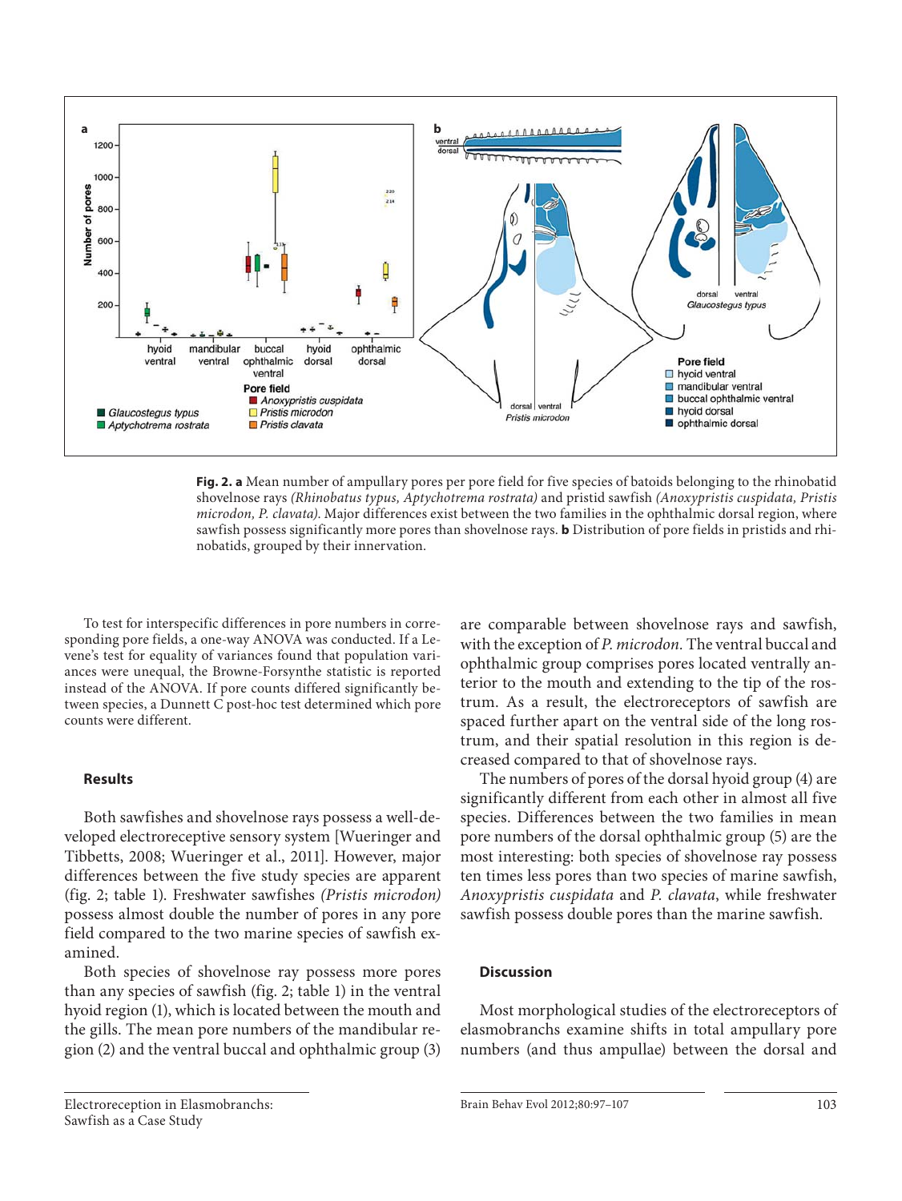**Fig. 2. a** Mean number of ampullary pores per pore field for five species of batoids belonging to the rhinobatid shovelnose rays *(Rhinobatus typus, Aptychotrema rostrata)* and pristid sawfish *(Anoxypristis cuspidata, Pristis microdon, P. clavata)*. Major differences exist between the two families in the ophthalmic dorsal region, where sawfish possess significantly more pores than shovelnose rays. **b** Distribution of pore fields in pristids and rhinobatids, grouped by their innervation.

To test for interspecific differences in pore numbers in corresponding pore fields, a one-way ANOVA was conducted. If a Levene's test for equality of variances found that population variances were unequal, the Browne-Forsynthe statistic is reported instead of the ANOVA. If pore counts differed significantly between species, a Dunnett C post-hoc test determined which pore counts were different.

### Results

Both sawfishes and shovelnose rays possess a well-developed electroreceptive sensory system [Wueringer and Tibbetts, 2008; Wueringer et al., 2011]. However, major differences between the five study species are apparent (fig. 2; table 1). Freshwater sawfishes *(Pristis microdon)* possess almost double the number of pores in any pore field compared to the two marine species of sawfish examined.

Both species of shovelnose ray possess more pores than any species of sawfish (fig. 2; table 1) in the ventral hyoid region (1), which is located between the mouth and the gills. The mean pore numbers of the mandibular region (2) and the ventral buccal and ophthalmic group (3) are comparable between shovelnose rays and sawfish, with the exception of *P. microdon*. The ventral buccal and ophthalmic group comprises pores located ventrally anterior to the mouth and extending to the tip of the rostrum. As a result, the electroreceptors of sawfish are spaced further apart on the ventral side of the long rostrum, and their spatial resolution in this region is decreased compared to that of shovelnose rays.

The numbers of pores of the dorsal hyoid group (4) are significantly different from each other in almost all five species. Differences between the two families in mean pore numbers of the dorsal ophthalmic group (5) are the most interesting: both species of shovelnose ray possess ten times less pores than two species of marine sawfish, *Anoxypristis cuspidata* and *P. clavata*, while freshwater sawfish possess double pores than the marine sawfish.

### Discussion

Most morphological studies of the electroreceptors of elasmobranchs examine shifts in total ampullary pore numbers (and thus ampullae) between the dorsal and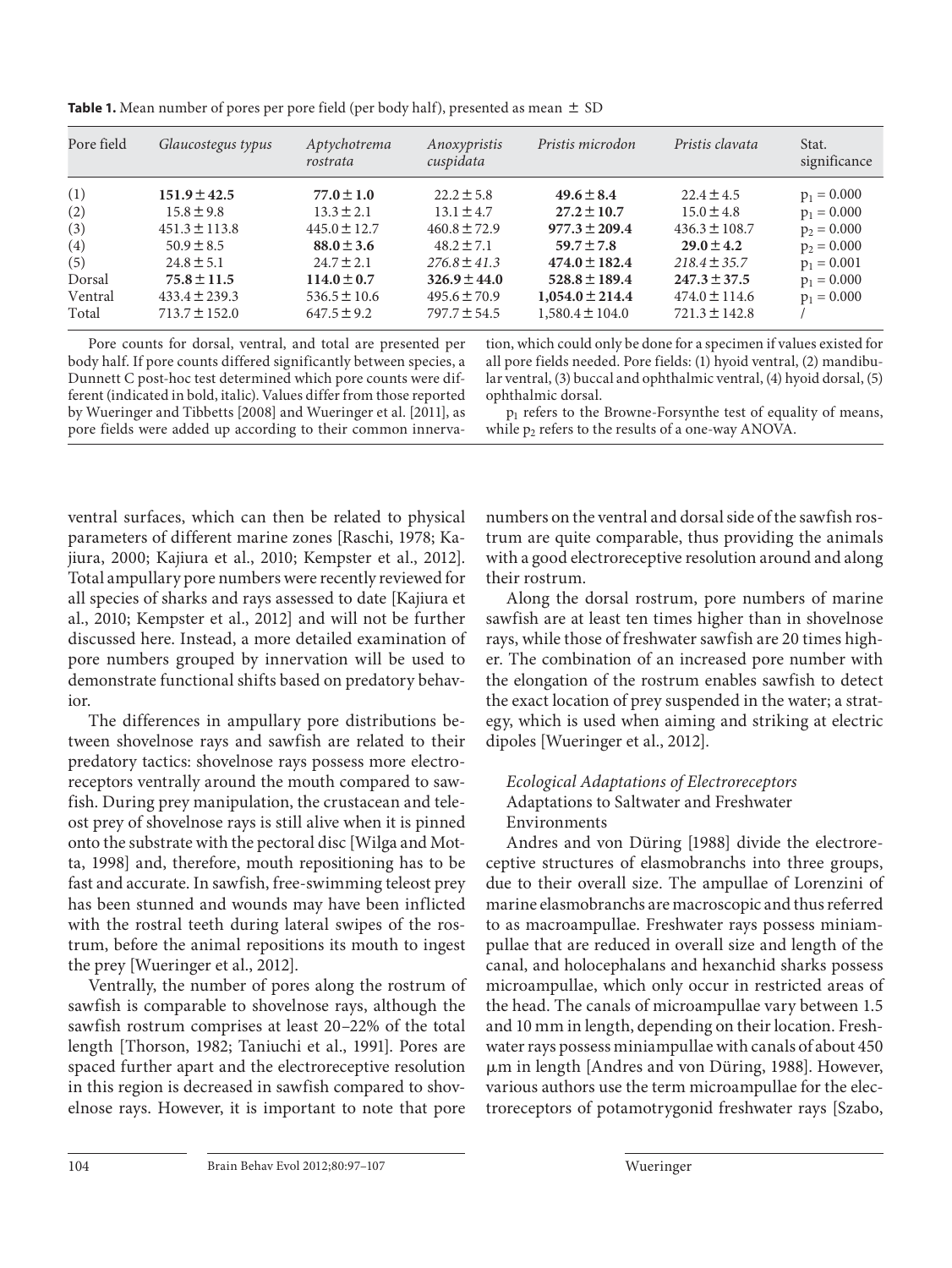**Table 1.** Mean number of pores per pore field (per body half), presented as mean ± SD

| Pore field | *Glaucostegus typus* | *Aptychotrema rostrata* | *Anoxypristis cuspidata* | *Pristis microdon* | *Pristis clavata* | Stat. significance |
|---|---|---|---|---|---|---|
| (1) | **151.9 ± 42.5** | **77.0 ± 1.0** | 22.2 ± 5.8 | **49.6 ± 8.4** | 22.4 ± 4.5 | $p_1$ = 0.000 |
| (2) | 15.8 ± 9.8 | 13.3 ± 2.1 | 13.1 ± 4.7 | **27.2 ± 10.7** | 15.0 ± 4.8 | $p_1$ = 0.000 |
| (3) | 451.3 ± 113.8 | 445.0 ± 12.7 | 460.8 ± 72.9 | **977.3 ± 209.4** | 436.3 ± 108.7 | $p_2$ = 0.000 |
| (4) | 50.9 ± 8.5 | **88.0 ± 3.6** | 48.2 ± 7.1 | **59.7 ± 7.8** | **29.0 ± 4.2** | $p_2$ = 0.000 |
| (5) | 24.8 ± 5.1 | 24.7 ± 2.1 | *276.8 ± 41.3* | **474.0 ± 182.4** | *218.4 ± 35.7* | $p_1$ = 0.001 |
| Dorsal | **75.8 ± 11.5** | **114.0 ± 0.7** | **326.9 ± 44.0** | **528.8 ± 189.4** | **247.3 ± 37.5** | $p_1$ = 0.000 |
| Ventral | 433.4 ± 239.3 | 536.5 ± 10.6 | 495.6 ± 70.9 | **1,054.0 ± 214.4** | 474.0 ± 114.6 | $p_1$ = 0.000 |
| Total | 713.7 ± 152.0 | 647.5 ± 9.2 | 797.7 ± 54.5 | 1,580.4 ± 104.0 | 721.3 ± 142.8 | / |

Pore counts for dorsal, ventral, and total are presented per body half. If pore counts differed significantly between species, a Dunnett C post-hoc test determined which pore counts were different (indicated in bold, italic). Values differ from those reported by Wueringer and Tibbetts [2008] and Wueringer et al. [2011], as pore fields were added up according to their common innervation, which could only be done for a specimen if values existed for all pore fields needed. Pore fields: (1) hyoid ventral, (2) mandibular ventral, (3) buccal and ophthalmic ventral, (4) hyoid dorsal, (5) ophthalmic dorsal.

$p_1$ refers to the Browne-Forsynthe test of equality of means, while $p_2$ refers to the results of a one-way ANOVA.

ventral surfaces, which can then be related to physical parameters of different marine zones [Raschi, 1978; Kajiura, 2000; Kajiura et al., 2010; Kempster et al., 2012]. Total ampullary pore numbers were recently reviewed for all species of sharks and rays assessed to date [Kajiura et al., 2010; Kempster et al., 2012] and will not be further discussed here. Instead, a more detailed examination of pore numbers grouped by innervation will be used to demonstrate functional shifts based on predatory behavior.

The differences in ampullary pore distributions between shovelnose rays and sawfish are related to their predatory tactics: shovelnose rays possess more electroreceptors ventrally around the mouth compared to sawfish. During prey manipulation, the crustacean and teleost prey of shovelnose rays is still alive when it is pinned onto the substrate with the pectoral disc [Wilga and Motta, 1998] and, therefore, mouth repositioning has to be fast and accurate. In sawfish, free-swimming teleost prey has been stunned and wounds may have been inflicted with the rostral teeth during lateral swipes of the rostrum, before the animal repositions its mouth to ingest the prey [Wueringer et al., 2012].

Ventrally, the number of pores along the rostrum of sawfish is comparable to shovelnose rays, although the sawfish rostrum comprises at least 20–22% of the total length [Thorson, 1982; Taniuchi et al., 1991]. Pores are spaced further apart and the electroreceptive resolution in this region is decreased in sawfish compared to shovelnose rays. However, it is important to note that pore numbers on the ventral and dorsal side of the sawfish rostrum are quite comparable, thus providing the animals with a good electroreceptive resolution around and along their rostrum.

Along the dorsal rostrum, pore numbers of marine sawfish are at least ten times higher than in shovelnose rays, while those of freshwater sawfish are 20 times higher. The combination of an increased pore number with the elongation of the rostrum enables sawfish to detect the exact location of prey suspended in the water; a strategy, which is used when aiming and striking at electric dipoles [Wueringer et al., 2012].

### *Ecological Adaptations of Electroreceptors*

#### Adaptations to Saltwater and Freshwater Environments

Andres and von Düring [1988] divide the electroreceptive structures of elasmobranchs into three groups, due to their overall size. The ampullae of Lorenzini of marine elasmobranchs are macroscopic and thus referred to as macroampullae. Freshwater rays possess miniampullae that are reduced in overall size and length of the canal, and holocephalans and hexanchid sharks possess microampullae, which only occur in restricted areas of the head. The canals of microampullae vary between 1.5 and 10 mm in length, depending on their location. Freshwater rays possess miniampullae with canals of about 450 μm in length [Andres and von Düring, 1988]. However, various authors use the term microampullae for the electroreceptors of potamotrygonid freshwater rays [Szabo,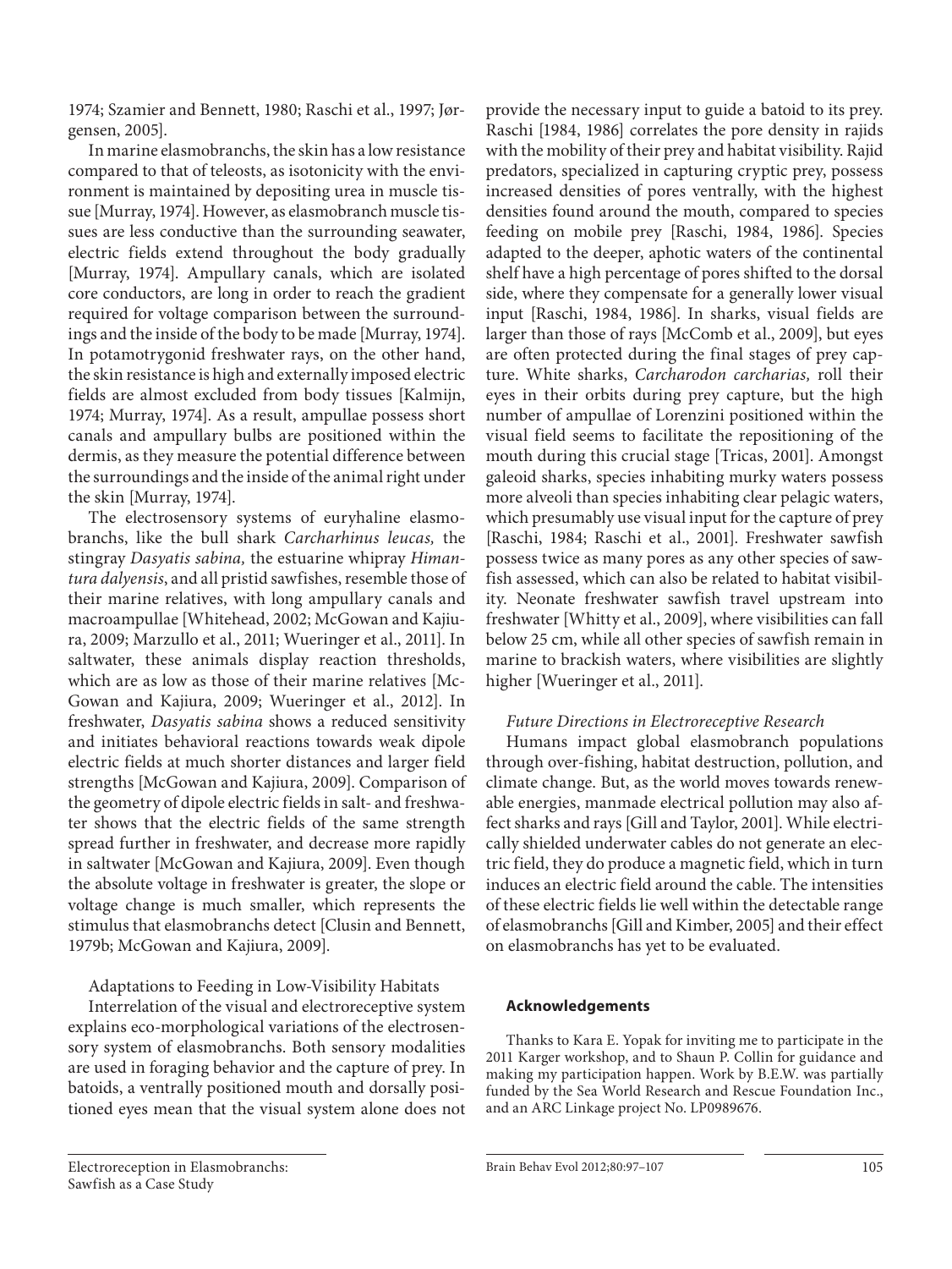1974; Szamier and Bennett, 1980; Raschi et al., 1997; Jørgensen, 2005].

In marine elasmobranchs, the skin has a low resistance compared to that of teleosts, as isotonicity with the environment is maintained by depositing urea in muscle tissue [Murray, 1974]. However, as elasmobranch muscle tissues are less conductive than the surrounding seawater, electric fields extend throughout the body gradually [Murray, 1974]. Ampullary canals, which are isolated core conductors, are long in order to reach the gradient required for voltage comparison between the surroundings and the inside of the body to be made [Murray, 1974]. In potamotrygonid freshwater rays, on the other hand, the skin resistance is high and externally imposed electric fields are almost excluded from body tissues [Kalmijn, 1974; Murray, 1974]. As a result, ampullae possess short canals and ampullary bulbs are positioned within the dermis, as they measure the potential difference between the surroundings and the inside of the animal right under the skin [Murray, 1974].

The electrosensory systems of euryhaline elasmobranchs, like the bull shark *Carcharhinus leucas,* the stingray *Dasyatis sabina,* the estuarine whipray *Himantura dalyensis*, and all pristid sawfishes, resemble those of their marine relatives, with long ampullary canals and macroampullae [Whitehead, 2002; McGowan and Kajiura, 2009; Marzullo et al., 2011; Wueringer et al., 2011]. In saltwater, these animals display reaction thresholds, which are as low as those of their marine relatives [McGowan and Kajiura, 2009; Wueringer et al., 2012]. In freshwater, *Dasyatis sabina* shows a reduced sensitivity and initiates behavioral reactions towards weak dipole electric fields at much shorter distances and larger field strengths [McGowan and Kajiura, 2009]. Comparison of the geometry of dipole electric fields in salt- and freshwater shows that the electric fields of the same strength spread further in freshwater, and decrease more rapidly in saltwater [McGowan and Kajiura, 2009]. Even though the absolute voltage in freshwater is greater, the slope or voltage change is much smaller, which represents the stimulus that elasmobranchs detect [Clusin and Bennett, 1979b; McGowan and Kajiura, 2009].

### Adaptations to Feeding in Low-Visibility Habitats

Interrelation of the visual and electroreceptive system explains eco-morphological variations of the electrosensory system of elasmobranchs. Both sensory modalities are used in foraging behavior and the capture of prey. In batoids, a ventrally positioned mouth and dorsally positioned eyes mean that the visual system alone does not provide the necessary input to guide a batoid to its prey. Raschi [1984, 1986] correlates the pore density in rajids with the mobility of their prey and habitat visibility. Rajid predators, specialized in capturing cryptic prey, possess increased densities of pores ventrally, with the highest densities found around the mouth, compared to species feeding on mobile prey [Raschi, 1984, 1986]. Species adapted to the deeper, aphotic waters of the continental shelf have a high percentage of pores shifted to the dorsal side, where they compensate for a generally lower visual input [Raschi, 1984, 1986]. In sharks, visual fields are larger than those of rays [McComb et al., 2009], but eyes are often protected during the final stages of prey capture. White sharks, *Carcharodon carcharias,* roll their eyes in their orbits during prey capture, but the high number of ampullae of Lorenzini positioned within the visual field seems to facilitate the repositioning of the mouth during this crucial stage [Tricas, 2001]. Amongst galeoid sharks, species inhabiting murky waters possess more alveoli than species inhabiting clear pelagic waters, which presumably use visual input for the capture of prey [Raschi, 1984; Raschi et al., 2001]. Freshwater sawfish possess twice as many pores as any other species of sawfish assessed, which can also be related to habitat visibility. Neonate freshwater sawfish travel upstream into freshwater [Whitty et al., 2009], where visibilities can fall below 25 cm, while all other species of sawfish remain in marine to brackish waters, where visibilities are slightly higher [Wueringer et al., 2011].

### *Future Directions in Electroreceptive Research*

Humans impact global elasmobranch populations through over-fishing, habitat destruction, pollution, and climate change. But, as the world moves towards renewable energies, manmade electrical pollution may also affect sharks and rays [Gill and Taylor, 2001]. While electrically shielded underwater cables do not generate an electric field, they do produce a magnetic field, which in turn induces an electric field around the cable. The intensities of these electric fields lie well within the detectable range of elasmobranchs [Gill and Kimber, 2005] and their effect on elasmobranchs has yet to be evaluated.

## Acknowledgements

Thanks to Kara E. Yopak for inviting me to participate in the 2011 Karger workshop, and to Shaun P. Collin for guidance and making my participation happen. Work by B.E.W. was partially funded by the Sea World Research and Rescue Foundation Inc., and an ARC Linkage project No. LP0989676.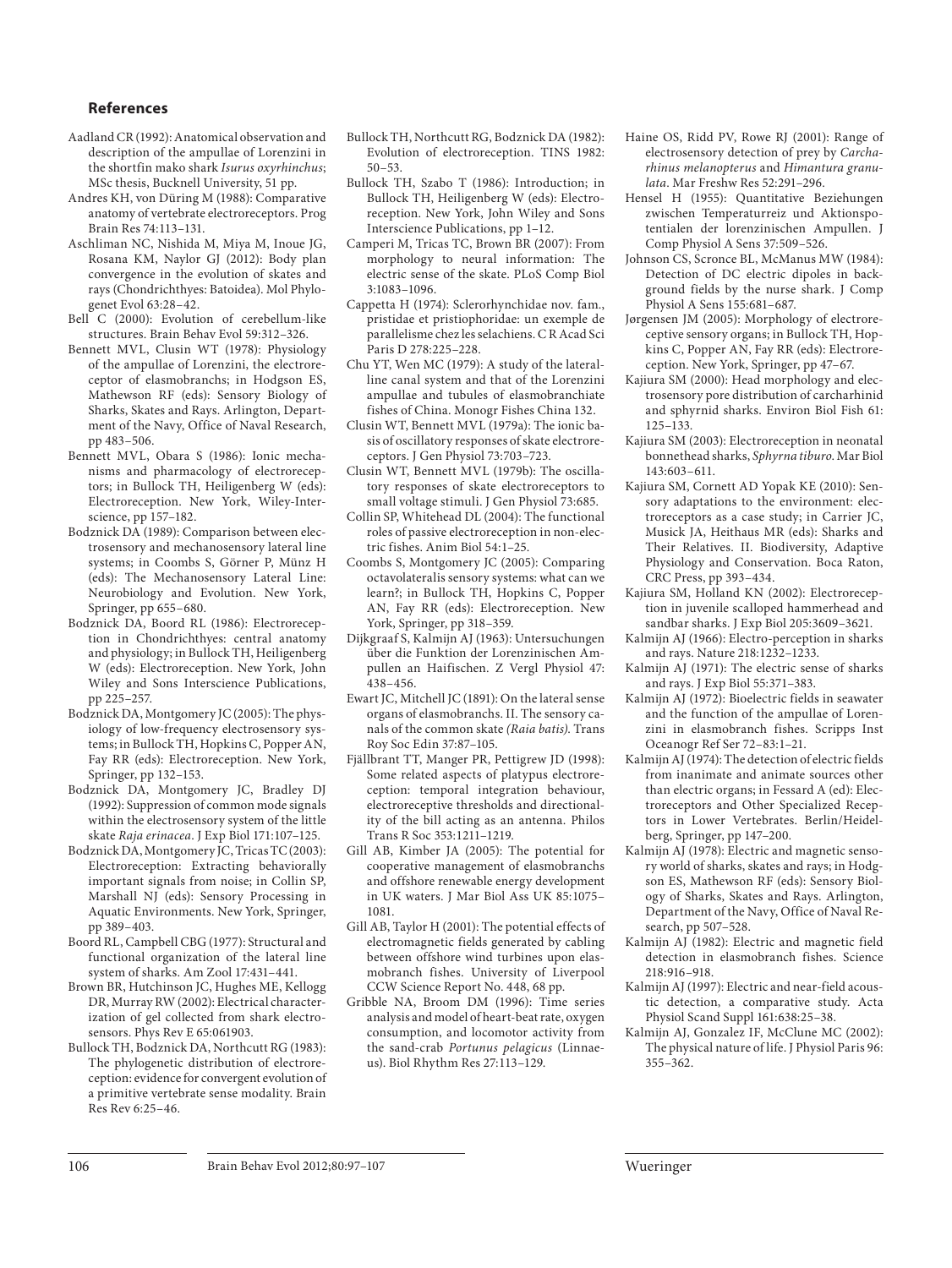## References

Aadland CR (1992): Anatomical observation and description of the ampullae of Lorenzini in the shortfin mako shark *Isurus oxyrhinchus*; MSc thesis, Bucknell University, 51 pp.

Andres KH, von Düring M (1988): Comparative anatomy of vertebrate electroreceptors. Prog Brain Res 74:113–131.

Aschliman NC, Nishida M, Miya M, Inoue JG, Rosana KM, Naylor GJ (2012): Body plan convergence in the evolution of skates and rays (Chondrichthyes: Batoidea). Mol Phylogenet Evol 63:28–42.

Bell C (2000): Evolution of cerebellum-like structures. Brain Behav Evol 59:312–326.

Bennett MVL, Clusin WT (1978): Physiology of the ampullae of Lorenzini, the electroreceptor of elasmobranchs; in Hodgson ES, Mathewson RF (eds): Sensory Biology of Sharks, Skates and Rays. Arlington, Department of the Navy, Office of Naval Research, pp 483–506.

Bennett MVL, Obara S (1986): Ionic mechanisms and pharmacology of electroreceptors; in Bullock TH, Heiligenberg W (eds): Electroreception. New York, Wiley-Interscience, pp 157–182.

Bodznick DA (1989): Comparison between electrosensory and mechanosensory lateral line systems; in Coombs S, Görner P, Münz H (eds): The Mechanosensory Lateral Line: Neurobiology and Evolution. New York, Springer, pp 655–680.

Bodznick DA, Boord RL (1986): Electroreception in Chondrichthyes: central anatomy and physiology; in Bullock TH, Heiligenberg W (eds): Electroreception. New York, John Wiley and Sons Interscience Publications, pp 225–257.

Bodznick DA, Montgomery JC (2005): The physiology of low-frequency electrosensory systems; in Bullock TH, Hopkins C, Popper AN, Fay RR (eds): Electroreception. New York, Springer, pp 132–153.

Bodznick DA, Montgomery JC, Bradley DJ (1992): Suppression of common mode signals within the electrosensory system of the little skate *Raja erinacea*. J Exp Biol 171:107–125.

Bodznick DA, Montgomery JC, Tricas TC (2003): Electroreception: Extracting behaviorally important signals from noise; in Collin SP, Marshall NJ (eds): Sensory Processing in Aquatic Environments. New York, Springer, pp 389–403.

Boord RL, Campbell CBG (1977): Structural and functional organization of the lateral line system of sharks. Am Zool 17:431–441.

Brown BR, Hutchinson JC, Hughes ME, Kellogg DR, Murray RW (2002): Electrical characterization of gel collected from shark electrosensors. Phys Rev E 65:061903.

Bullock TH, Bodznick DA, Northcutt RG (1983): The phylogenetic distribution of electroreception: evidence for convergent evolution of a primitive vertebrate sense modality. Brain Res Rev 6:25–46.

Bullock TH, Northcutt RG, Bodznick DA (1982): Evolution of electroreception. TINS 1982: 50–53.

Bullock TH, Szabo T (1986): Introduction; in Bullock TH, Heiligenberg W (eds): Electroreception. New York, John Wiley and Sons Interscience Publications, pp 1–12.

Camperi M, Tricas TC, Brown BR (2007): From morphology to neural information: The electric sense of the skate. PLoS Comp Biol 3:1083–1096.

Cappetta H (1974): Sclerorhynchidae nov. fam., pristidae et pristiophoridae: un exemple de parallelisme chez les selachiens. C R Acad Sci Paris D 278:225–228.

Chu YT, Wen MC (1979): A study of the lateral-line canal system and that of the Lorenzini ampullae and tubules of elasmobranchiate fishes of China. Monogr Fishes China 132.

Clusin WT, Bennett MVL (1979a): The ionic basis of oscillatory responses of skate electroreceptors. J Gen Physiol 73:703–723.

Clusin WT, Bennett MVL (1979b): The oscillatory responses of skate electroreceptors to small voltage stimuli. J Gen Physiol 73:685.

Collin SP, Whitehead DL (2004): The functional roles of passive electroreception in non-electric fishes. Anim Biol 54:1–25.

Coombs S, Montgomery JC (2005): Comparing octavolateralis sensory systems: what can we learn?; in Bullock TH, Hopkins C, Popper AN, Fay RR (eds): Electroreception. New York, Springer, pp 318–359.

Dijkgraaf S, Kalmijn AJ (1963): Untersuchungen über die Funktion der Lorenzinischen Ampullen an Haifischen. Z Vergl Physiol 47: 438–456.

Ewart JC, Mitchell JC (1891): On the lateral sense organs of elasmobranchs. II. The sensory canals of the common skate *(Raia batis)*. Trans Roy Soc Edin 37:87–105.

Fjällbrant TT, Manger PR, Pettigrew JD (1998): Some related aspects of platypus electroreception: temporal integration behaviour, electroreceptive thresholds and directionality of the bill acting as an antenna. Philos Trans R Soc 353:1211–1219.

Gill AB, Kimber JA (2005): The potential for cooperative management of elasmobranchs and offshore renewable energy development in UK waters. J Mar Biol Ass UK 85:1075–1081.

Gill AB, Taylor H (2001): The potential effects of electromagnetic fields generated by cabling between offshore wind turbines upon elasmobranch fishes. University of Liverpool CCW Science Report No. 448, 68 pp.

Gribble NA, Broom DM (1996): Time series analysis and model of heart-beat rate, oxygen consumption, and locomotor activity from the sand-crab *Portunus pelagicus* (Linnaeus). Biol Rhythm Res 27:113–129.

Haine OS, Ridd PV, Rowe RJ (2001): Range of electrosensory detection of prey by *Carcharhinus melanopterus* and *Himantura granulata*. Mar Freshw Res 52:291–296.

Hensel H (1955): Quantitative Beziehungen zwischen Temperaturreiz und Aktionspotentialen der lorenzinischen Ampullen. J Comp Physiol A Sens 37:509–526.

Johnson CS, Scronce BL, McManus MW (1984): Detection of DC electric dipoles in background fields by the nurse shark. J Comp Physiol A Sens 155:681–687.

Jørgensen JM (2005): Morphology of electroreceptive sensory organs; in Bullock TH, Hopkins C, Popper AN, Fay RR (eds): Electroreception. New York, Springer, pp 47–67.

Kajiura SM (2000): Head morphology and electrosensory pore distribution of carcharhinid and sphyrnid sharks. Environ Biol Fish 61: 125–133.

Kajiura SM (2003): Electroreception in neonatal bonnethead sharks, *Sphyrna tiburo*. Mar Biol 143:603–611.

Kajiura SM, Cornett AD Yopak KE (2010): Sensory adaptations to the environment: electroreceptors as a case study; in Carrier JC, Musick JA, Heithaus MR (eds): Sharks and Their Relatives. II. Biodiversity, Adaptive Physiology and Conservation. Boca Raton, CRC Press, pp 393–434.

Kajiura SM, Holland KN (2002): Electroreception in juvenile scalloped hammerhead and sandbar sharks. J Exp Biol 205:3609–3621.

Kalmijn AJ (1966): Electro-perception in sharks and rays. Nature 218:1232–1233.

Kalmijn AJ (1971): The electric sense of sharks and rays. J Exp Biol 55:371–383.

Kalmijn AJ (1972): Bioelectric fields in seawater and the function of the ampullae of Lorenzini in elasmobranch fishes. Scripps Inst Oceanogr Ref Ser 72–83:1–21.

Kalmijn AJ (1974): The detection of electric fields from inanimate and animate sources other than electric organs; in Fessard A (ed): Electroreceptors and Other Specialized Receptors in Lower Vertebrates. Berlin/Heidelberg, Springer, pp 147–200.

Kalmijn AJ (1978): Electric and magnetic sensory world of sharks, skates and rays; in Hodgson ES, Mathewson RF (eds): Sensory Biology of Sharks, Skates and Rays. Arlington, Department of the Navy, Office of Naval Research, pp 507–528.

Kalmijn AJ (1982): Electric and magnetic field detection in elasmobranch fishes. Science 218:916–918.

Kalmijn AJ (1997): Electric and near-field acoustic detection, a comparative study. Acta Physiol Scand Suppl 161:638:25–38.

Kalmijn AJ, Gonzalez IF, McClune MC (2002): The physical nature of life. J Physiol Paris 96: 355–362.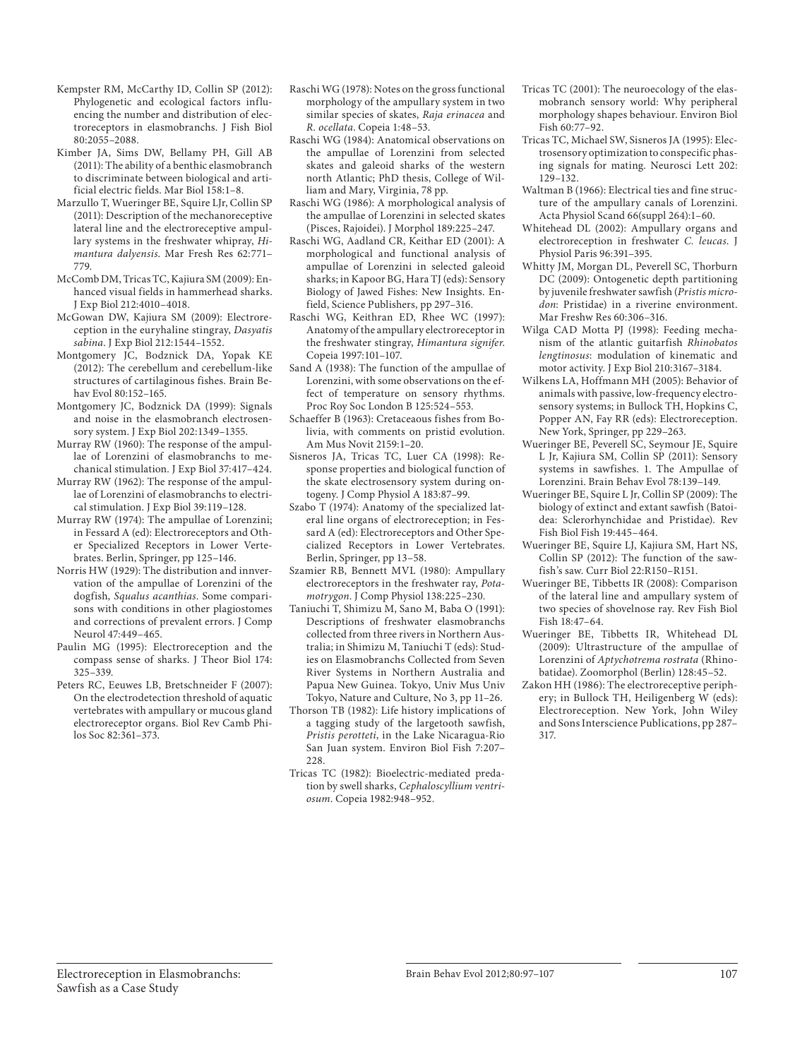Kempster RM, McCarthy ID, Collin SP (2012): Phylogenetic and ecological factors influencing the number and distribution of electroreceptors in elasmobranchs. J Fish Biol 80:2055–2088.

Kimber JA, Sims DW, Bellamy PH, Gill AB (2011): The ability of a benthic elasmobranch to discriminate between biological and artificial electric fields. Mar Biol 158:1–8.

Marzullo T, Wueringer BE, Squire LJr, Collin SP (2011): Description of the mechanoreceptive lateral line and the electroreceptive ampullary systems in the freshwater whipray, *Himantura dalyensis*. Mar Fresh Res 62:771–779.

McComb DM, Tricas TC, Kajiura SM (2009): Enhanced visual fields in hammerhead sharks. J Exp Biol 212:4010–4018.

McGowan DW, Kajiura SM (2009): Electroreception in the euryhaline stingray, *Dasyatis sabina*. J Exp Biol 212:1544–1552.

Montgomery JC, Bodznick DA, Yopak KE (2012): The cerebellum and cerebellum-like structures of cartilaginous fishes. Brain Behav Evol 80:152–165.

Montgomery JC, Bodznick DA (1999): Signals and noise in the elasmobranch electrosensory system. J Exp Biol 202:1349–1355.

Murray RW (1960): The response of the ampullae of Lorenzini of elasmobranchs to mechanical stimulation. J Exp Biol 37:417–424.

Murray RW (1962): The response of the ampullae of Lorenzini of elasmobranchs to electrical stimulation. J Exp Biol 39:119–128.

Murray RW (1974): The ampullae of Lorenzini; in Fessard A (ed): Electroreceptors and Other Specialized Receptors in Lower Vertebrates. Berlin, Springer, pp 125–146.

Norris HW (1929): The distribution and innervation of the ampullae of Lorenzini of the dogfish, *Squalus acanthias*. Some comparisons with conditions in other plagiostomes and corrections of prevalent errors. J Comp Neurol 47:449–465.

Paulin MG (1995): Electroreception and the compass sense of sharks. J Theor Biol 174: 325–339.

Peters RC, Eeuwes LB, Bretschneider F (2007): On the electrodetection threshold of aquatic vertebrates with ampullary or mucous gland electroreceptor organs. Biol Rev Camb Philos Soc 82:361–373.

Raschi WG (1978): Notes on the gross functional morphology of the ampullary system in two similar species of skates, *Raja erinacea* and *R. ocellata*. Copeia 1:48–53.

Raschi WG (1984): Anatomical observations on the ampullae of Lorenzini from selected skates and galeoid sharks of the western north Atlantic; PhD thesis, College of William and Mary, Virginia, 78 pp.

Raschi WG (1986): A morphological analysis of the ampullae of Lorenzini in selected skates (Pisces, Rajoidei). J Morphol 189:225–247.

Raschi WG, Aadland CR, Keithar ED (2001): A morphological and functional analysis of ampullae of Lorenzini in selected galeoid sharks; in Kapoor BG, Hara TJ (eds): Sensory Biology of Jawed Fishes: New Insights. Enfield, Science Publishers, pp 297–316.

Raschi WG, Keithran ED, Rhee WC (1997): Anatomy of the ampullary electroreceptor in the freshwater stingray, *Himantura signifer*. Copeia 1997:101–107.

Sand A (1938): The function of the ampullae of Lorenzini, with some observations on the effect of temperature on sensory rhythms. Proc Roy Soc London B 125:524–553.

Schaeffer B (1963): Cretaceaous fishes from Bolivia, with comments on pristid evolution. Am Mus Novit 2159:1–20.

Sisneros JA, Tricas TC, Luer CA (1998): Response properties and biological function of the skate electrosensory system during ontogeny. J Comp Physiol A 183:87–99.

Szabo T (1974): Anatomy of the specialized lateral line organs of electroreception; in Fessard A (ed): Electroreceptors and Other Specialized Receptors in Lower Vertebrates. Berlin, Springer, pp 13–58.

Szamier RB, Bennett MVL (1980): Ampullary electroreceptors in the freshwater ray, *Potamotrygon*. J Comp Physiol 138:225–230.

Taniuchi T, Shimizu M, Sano M, Baba O (1991): Descriptions of freshwater elasmobranchs collected from three rivers in Northern Australia; in Shimizu M, Taniuchi T (eds): Studies on Elasmobranchs Collected from Seven River Systems in Northern Australia and Papua New Guinea. Tokyo, Univ Mus Univ Tokyo, Nature and Culture, No 3, pp 11–26.

Thorson TB (1982): Life history implications of a tagging study of the largetooth sawfish, *Pristis perotteti*, in the Lake Nicaragua-Rio San Juan system. Environ Biol Fish 7:207–228.

Tricas TC (1982): Bioelectric-mediated predation by swell sharks, *Cephaloscyllium ventriosum*. Copeia 1982:948–952.

Tricas TC (2001): The neuroecology of the elasmobranch sensory world: Why peripheral morphology shapes behaviour. Environ Biol Fish 60:77–92.

Tricas TC, Michael SW, Sisneros JA (1995): Electrosensory optimization to conspecific phasing signals for mating. Neurosci Lett 202: 129–132.

Waltman B (1966): Electrical ties and fine structure of the ampullary canals of Lorenzini. Acta Physiol Scand 66(suppl 264):1–60.

Whitehead DL (2002): Ampullary organs and electroreception in freshwater *C. leucas*. J Physiol Paris 96:391–395.

Whitty JM, Morgan DL, Peverell SC, Thorburn DC (2009): Ontogenetic depth partitioning by juvenile freshwater sawfish (*Pristis microdon*: Pristidae) in a riverine environment. Mar Freshw Res 60:306–316.

Wilga CAD Motta PJ (1998): Feeding mechanism of the atlantic guitarfish *Rhinobatos lengtinosus*: modulation of kinematic and motor activity. J Exp Biol 210:3167–3184.

Wilkens LA, Hoffmann MH (2005): Behavior of animals with passive, low-frequency electrosensory systems; in Bullock TH, Hopkins C, Popper AN, Fay RR (eds): Electroreception. New York, Springer, pp 229–263.

Wueringer BE, Peverell SC, Seymour JE, Squire L Jr, Kajiura SM, Collin SP (2011): Sensory systems in sawfishes. 1. The Ampullae of Lorenzini. Brain Behav Evol 78:139–149.

Wueringer BE, Squire L Jr, Collin SP (2009): The biology of extinct and extant sawfish (Batoidea: Sclerorhynchidae and Pristidae). Rev Fish Biol Fish 19:445–464.

Wueringer BE, Squire LJ, Kajiura SM, Hart NS, Collin SP (2012): The function of the sawfish's saw. Curr Biol 22:R150–R151.

Wueringer BE, Tibbetts IR (2008): Comparison of the lateral line and ampullary system of two species of shovelnose ray. Rev Fish Biol Fish 18:47–64.

Wueringer BE, Tibbetts IR, Whitehead DL (2009): Ultrastructure of the ampullae of Lorenzini of *Aptychotrema rostrata* (Rhinobatidae). Zoomorphol (Berlin) 128:45–52.

Zakon HH (1986): The electroreceptive periphery; in Bullock TH, Heiligenberg W (eds): Electroreception. New York, John Wiley and Sons Interscience Publications, pp 287–317.